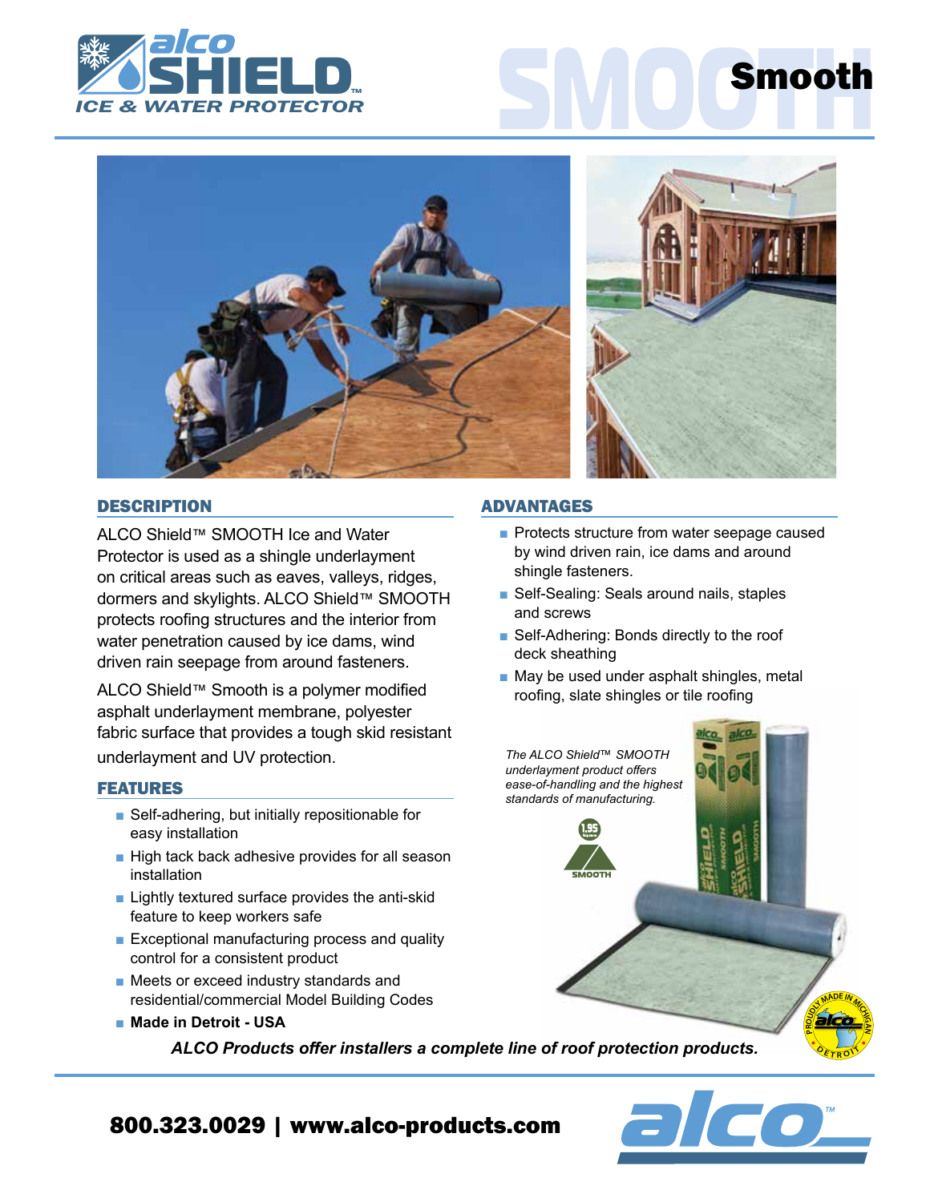# ALCO SHIELD™ ICE & WATER PROTECTOR

# Smooth

## DESCRIPTION

ALCO Shield™ SMOOTH Ice and Water Protector is used as a shingle underlayment on critical areas such as eaves, valleys, ridges, dormers and skylights. ALCO Shield™ SMOOTH protects roofing structures and the interior from water penetration caused by ice dams, wind driven rain seepage from around fasteners.

ALCO Shield™ Smooth is a polymer modified asphalt underlayment membrane, polyester fabric surface that provides a tough skid resistant underlayment and UV protection.

## FEATURES

- Self-adhering, but initially repositionable for easy installation
- High tack back adhesive provides for all season installation
- Lightly textured surface provides the anti-skid feature to keep workers safe
- Exceptional manufacturing process and quality control for a consistent product
- Meets or exceed industry standards and residential/commercial Model Building Codes
- **Made in Detroit - USA**

## ADVANTAGES

- Protects structure from water seepage caused by wind driven rain, ice dams and around shingle fasteners.
- Self-Sealing: Seals around nails, staples and screws
- Self-Adhering: Bonds directly to the roof deck sheathing
- May be used under asphalt shingles, metal roofing, slate shingles or tile roofing

*The ALCO Shield™ SMOOTH underlayment product offers ease-of-handling and the highest standards of manufacturing.*

***ALCO Products offer installers a complete line of roof protection products.***

**800.323.0029 | www.alco-products.com**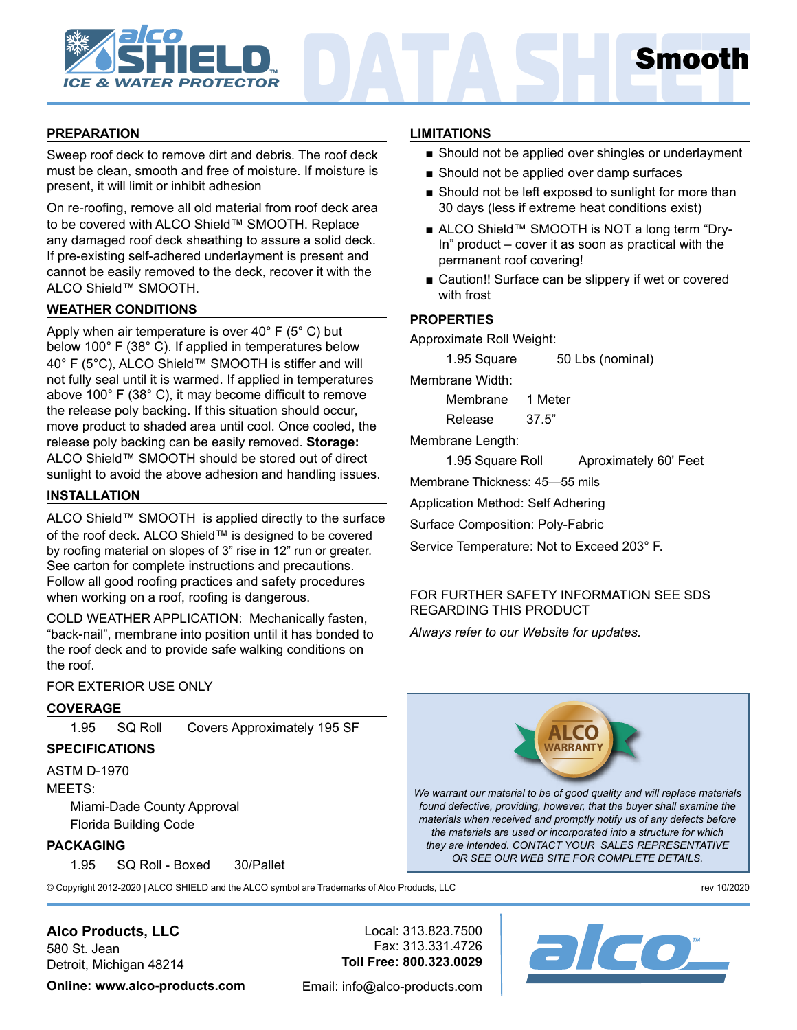# ALCO SHIELD™ ICE & WATER PROTECTOR — DATA SHEET — Smooth

## PREPARATION

Sweep roof deck to remove dirt and debris. The roof deck must be clean, smooth and free of moisture. If moisture is present, it will limit or inhibit adhesion

On re-roofing, remove all old material from roof deck area to be covered with ALCO Shield™ SMOOTH. Replace any damaged roof deck sheathing to assure a solid deck. If pre-existing self-adhered underlayment is present and cannot be easily removed to the deck, recover it with the ALCO Shield™ SMOOTH.

## WEATHER CONDITIONS

Apply when air temperature is over 40° F (5° C) but below 100° F (38° C). If applied in temperatures below 40° F (5°C), ALCO Shield™ SMOOTH is stiffer and will not fully seal until it is warmed. If applied in temperatures above 100° F (38° C), it may become difficult to remove the release poly backing. If this situation should occur, move product to shaded area until cool. Once cooled, the release poly backing can be easily removed. **Storage:** ALCO Shield™ SMOOTH should be stored out of direct sunlight to avoid the above adhesion and handling issues.

## INSTALLATION

ALCO Shield™ SMOOTH is applied directly to the surface of the roof deck. ALCO Shield™ is designed to be covered by roofing material on slopes of 3" rise in 12" run or greater. See carton for complete instructions and precautions. Follow all good roofing practices and safety procedures when working on a roof, roofing is dangerous.

COLD WEATHER APPLICATION: Mechanically fasten, "back-nail", membrane into position until it has bonded to the roof deck and to provide safe walking conditions on the roof.

FOR EXTERIOR USE ONLY

## COVERAGE

1.95 SQ Roll Covers Approximately 195 SF

## SPECIFICATIONS

ASTM D-1970

MEETS:

- Miami-Dade County Approval
- Florida Building Code

## PACKAGING

1.95 SQ Roll - Boxed 30/Pallet

## LIMITATIONS

- Should not be applied over shingles or underlayment
- Should not be applied over damp surfaces
- Should not be left exposed to sunlight for more than 30 days (less if extreme heat conditions exist)
- ALCO Shield™ SMOOTH is NOT a long term "Dry-In" product – cover it as soon as practical with the permanent roof covering!
- Caution!! Surface can be slippery if wet or covered with frost

## PROPERTIES

Approximate Roll Weight:

- 1.95 Square 50 Lbs (nominal)

Membrane Width:

- Membrane 1 Meter
- Release 37.5"

Membrane Length:

- 1.95 Square Roll Aproximately 60' Feet

Membrane Thickness: 45—55 mils

Application Method: Self Adhering

Surface Composition: Poly-Fabric

Service Temperature: Not to Exceed 203° F.

FOR FURTHER SAFETY INFORMATION SEE SDS REGARDING THIS PRODUCT

*Always refer to our Website for updates.*

ALCO WARRANTY

*We warrant our material to be of good quality and will replace materials found defective, providing, however, that the buyer shall examine the materials when received and promptly notify us of any defects before the materials are used or incorporated into a structure for which they are intended. CONTACT YOUR SALES REPRESENTATIVE OR SEE OUR WEB SITE FOR COMPLETE DETAILS.*

© Copyright 2012-2020 | ALCO SHIELD and the ALCO symbol are Trademarks of Alco Products, LLC

rev 10/2020

**Alco Products, LLC**
580 St. Jean
Detroit, Michigan 48214
**Online: www.alco-products.com**

Local: 313.823.7500
Fax: 313.331.4726
**Toll Free: 800.323.0029**
Email: info@alco-products.com